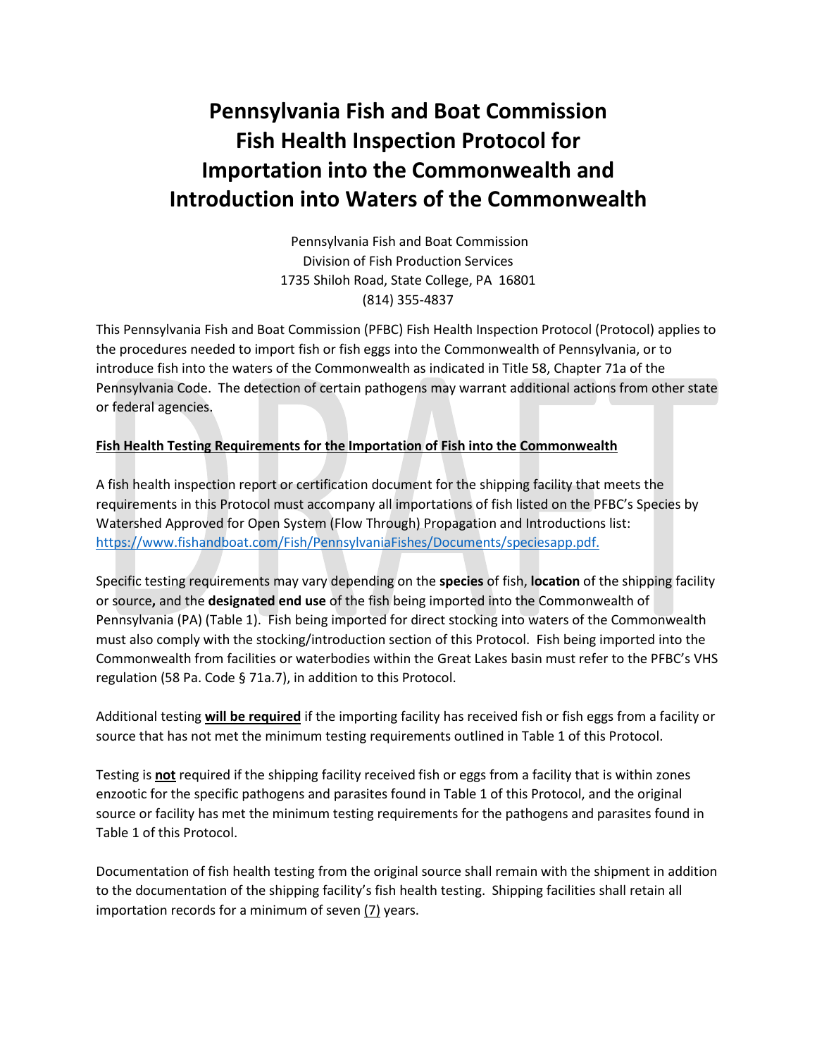# Pennsylvania Fish and Boat Commission Fish Health Inspection Protocol for Importation into the Commonwealth and Introduction into Waters of the Commonwealth

Pennsylvania Fish and Boat Commission
Division of Fish Production Services
1735 Shiloh Road, State College, PA 16801
(814) 355-4837

This Pennsylvania Fish and Boat Commission (PFBC) Fish Health Inspection Protocol (Protocol) applies to the procedures needed to import fish or fish eggs into the Commonwealth of Pennsylvania, or to introduce fish into the waters of the Commonwealth as indicated in Title 58, Chapter 71a of the Pennsylvania Code. The detection of certain pathogens may warrant additional actions from other state or federal agencies.

**Fish Health Testing Requirements for the Importation of Fish into the Commonwealth**

A fish health inspection report or certification document for the shipping facility that meets the requirements in this Protocol must accompany all importations of fish listed on the PFBC's Species by Watershed Approved for Open System (Flow Through) Propagation and Introductions list: https://www.fishandboat.com/Fish/PennsylvaniaFishes/Documents/speciesapp.pdf.

Specific testing requirements may vary depending on the **species** of fish, **location** of the shipping facility or source**,** and the **designated end use** of the fish being imported into the Commonwealth of Pennsylvania (PA) (Table 1). Fish being imported for direct stocking into waters of the Commonwealth must also comply with the stocking/introduction section of this Protocol. Fish being imported into the Commonwealth from facilities or waterbodies within the Great Lakes basin must refer to the PFBC's VHS regulation (58 Pa. Code § 71a.7), in addition to this Protocol.

Additional testing **will be required** if the importing facility has received fish or fish eggs from a facility or source that has not met the minimum testing requirements outlined in Table 1 of this Protocol.

Testing is **not** required if the shipping facility received fish or eggs from a facility that is within zones enzootic for the specific pathogens and parasites found in Table 1 of this Protocol, and the original source or facility has met the minimum testing requirements for the pathogens and parasites found in Table 1 of this Protocol.

Documentation of fish health testing from the original source shall remain with the shipment in addition to the documentation of the shipping facility's fish health testing. Shipping facilities shall retain all importation records for a minimum of seven (7) years.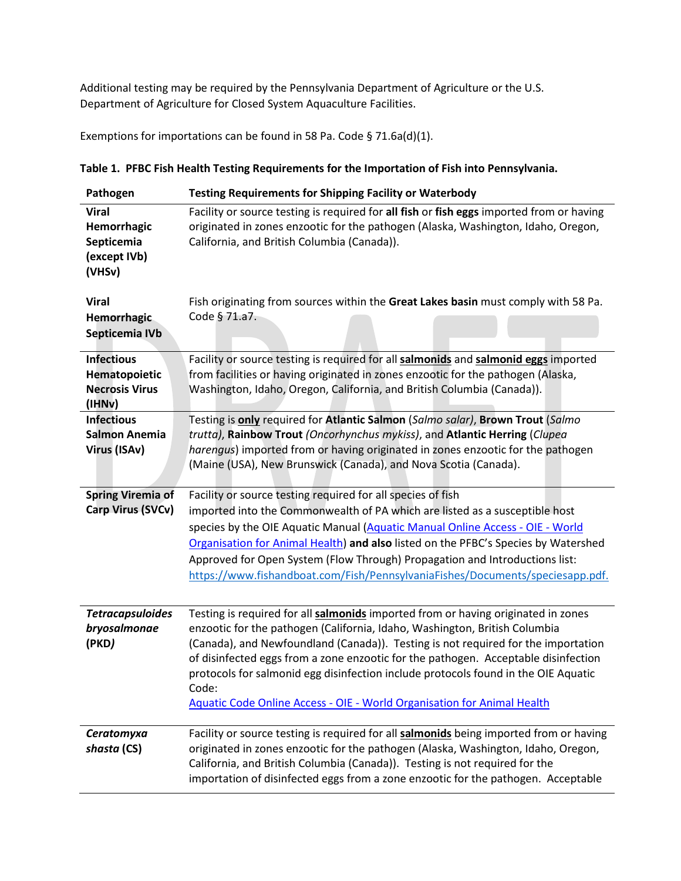Additional testing may be required by the Pennsylvania Department of Agriculture or the U.S. Department of Agriculture for Closed System Aquaculture Facilities.

Exemptions for importations can be found in 58 Pa. Code § 71.6a(d)(1).

**Table 1. PFBC Fish Health Testing Requirements for the Importation of Fish into Pennsylvania.**

| Pathogen | Testing Requirements for Shipping Facility or Waterbody |
|---|---|
| **Viral Hemorrhagic Septicemia (except IVb) (VHSv)** | Facility or source testing is required for **all fish** or **fish eggs** imported from or having originated in zones enzootic for the pathogen (Alaska, Washington, Idaho, Oregon, California, and British Columbia (Canada)). |
| **Viral Hemorrhagic Septicemia IVb** | Fish originating from sources within the **Great Lakes basin** must comply with 58 Pa. Code § 71.a7. |
| **Infectious Hematopoietic Necrosis Virus (IHNv)** | Facility or source testing is required for all **salmonids** and **salmonid eggs** imported from facilities or having originated in zones enzootic for the pathogen (Alaska, Washington, Idaho, Oregon, California, and British Columbia (Canada)). |
| **Infectious Salmon Anemia Virus (ISAv)** | Testing is **only** required for **Atlantic Salmon** (*Salmo salar)*, **Brown Trout** (*Salmo trutta)*, **Rainbow Trout** *(Oncorhynchus mykiss)*, and **Atlantic Herring** (*Clupea harengus*) imported from or having originated in zones enzootic for the pathogen (Maine (USA), New Brunswick (Canada), and Nova Scotia (Canada). |
| **Spring Viremia of Carp Virus (SVCv)** | Facility or source testing required for all species of fish imported into the Commonwealth of PA which are listed as a susceptible host species by the OIE Aquatic Manual (Aquatic Manual Online Access - OIE - World Organisation for Animal Health) **and also** listed on the PFBC's Species by Watershed Approved for Open System (Flow Through) Propagation and Introductions list: https://www.fishandboat.com/Fish/PennsylvaniaFishes/Documents/speciesapp.pdf. |
| ***Tetracapsuloides bryosalmonae* (PKD*)*** | Testing is required for all **salmonids** imported from or having originated in zones enzootic for the pathogen (California, Idaho, Washington, British Columbia (Canada), and Newfoundland (Canada)). Testing is not required for the importation of disinfected eggs from a zone enzootic for the pathogen. Acceptable disinfection protocols for salmonid egg disinfection include protocols found in the OIE Aquatic Code: Aquatic Code Online Access - OIE - World Organisation for Animal Health |
| ***Ceratomyxa shasta* (CS)** | Facility or source testing is required for all **salmonids** being imported from or having originated in zones enzootic for the pathogen (Alaska, Washington, Idaho, Oregon, California, and British Columbia (Canada)). Testing is not required for the importation of disinfected eggs from a zone enzootic for the pathogen. Acceptable |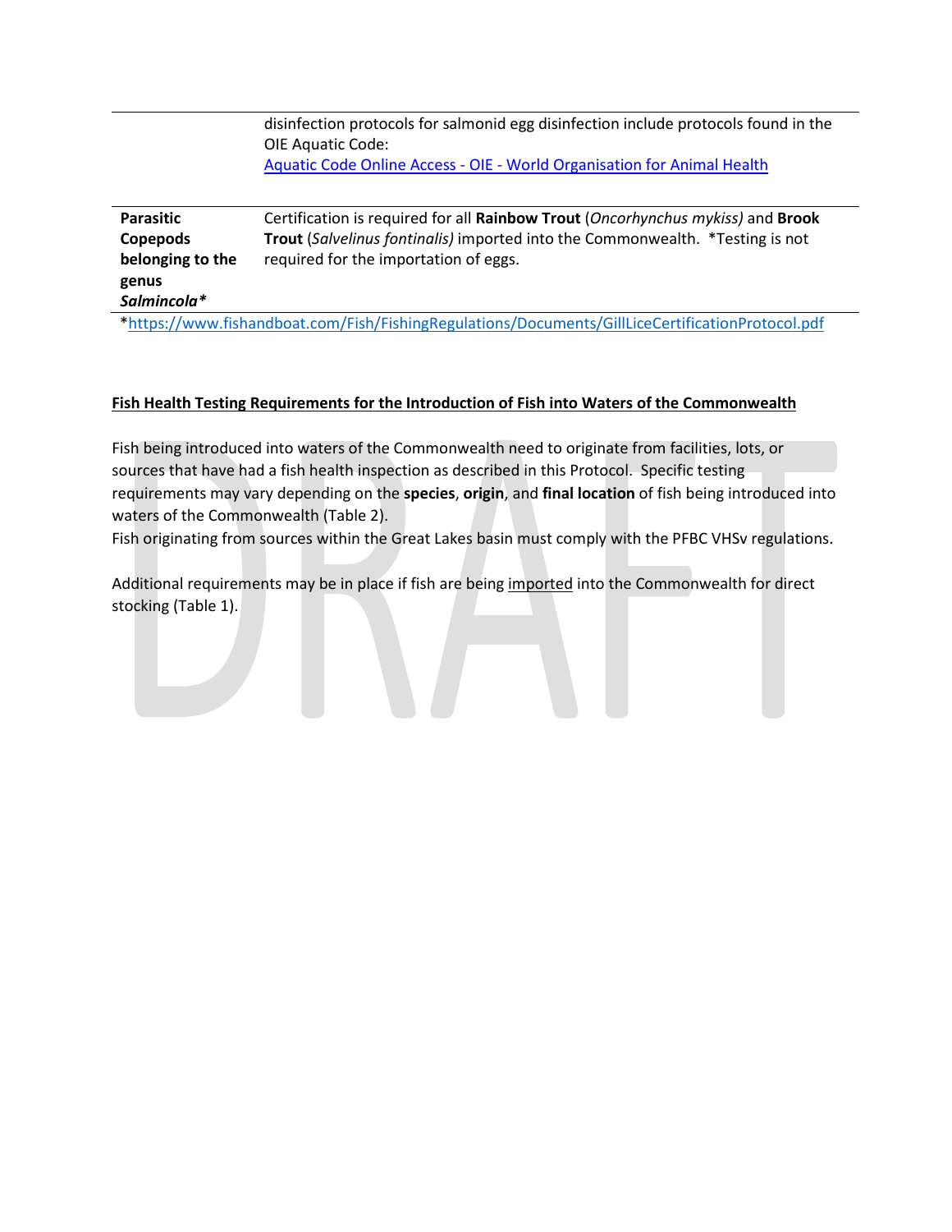| | |
|---|---|
| | disinfection protocols for salmonid egg disinfection include protocols found in the OIE Aquatic Code: [Aquatic Code Online Access - OIE - World Organisation for Animal Health](#) |
| **Parasitic Copepods belonging to the genus *Salmincola**** | Certification is required for all **Rainbow Trout** (*Oncorhynchus mykiss)* and **Brook Trout** (*Salvelinus fontinalis)* imported into the Commonwealth. *Testing is not required for the importation of eggs. |

*https://www.fishandboat.com/Fish/FishingRegulations/Documents/GillLiceCertificationProtocol.pdf

**Fish Health Testing Requirements for the Introduction of Fish into Waters of the Commonwealth**

Fish being introduced into waters of the Commonwealth need to originate from facilities, lots, or sources that have had a fish health inspection as described in this Protocol. Specific testing requirements may vary depending on the **species**, **origin**, and **final location** of fish being introduced into waters of the Commonwealth (Table 2).
Fish originating from sources within the Great Lakes basin must comply with the PFBC VHSv regulations.

Additional requirements may be in place if fish are being imported into the Commonwealth for direct stocking (Table 1).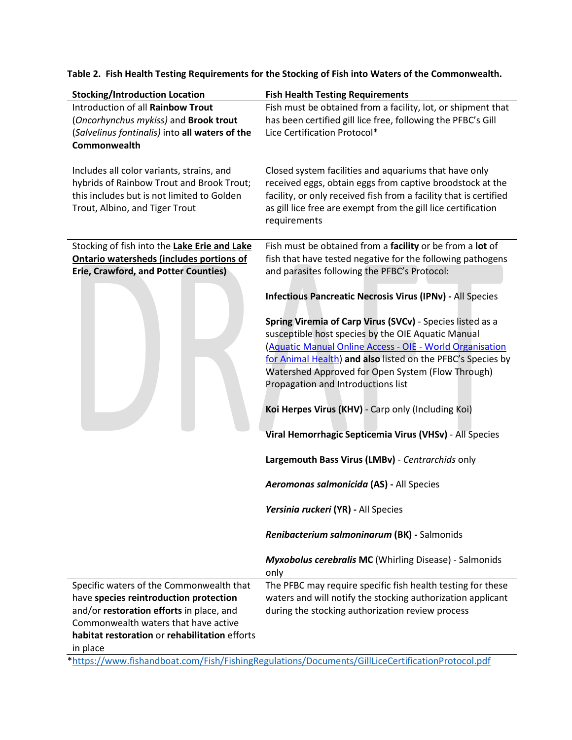**Table 2. Fish Health Testing Requirements for the Stocking of Fish into Waters of the Commonwealth.**

| Stocking/Introduction Location | Fish Health Testing Requirements |
|---|---|
| Introduction of all **Rainbow Trout** (*Oncorhynchus mykiss)* and **Brook trout** (*Salvelinus fontinalis)* into **all waters of the Commonwealth**<br><br>Includes all color variants, strains, and hybrids of Rainbow Trout and Brook Trout; this includes but is not limited to Golden Trout, Albino, and Tiger Trout | Fish must be obtained from a facility, lot, or shipment that has been certified gill lice free, following the PFBC's Gill Lice Certification Protocol*<br><br>Closed system facilities and aquariums that have only received eggs, obtain eggs from captive broodstock at the facility, or only received fish from a facility that is certified as gill lice free are exempt from the gill lice certification requirements |
| Stocking of fish into the **Lake Erie and Lake Ontario watersheds (includes portions of Erie, Crawford, and Potter Counties)** | Fish must be obtained from a **facility** or be from a **lot** of fish that have tested negative for the following pathogens and parasites following the PFBC's Protocol:<br><br>**Infectious Pancreatic Necrosis Virus (IPNv) -** All Species<br><br>**Spring Viremia of Carp Virus (SVCv)** - Species listed as a susceptible host species by the OIE Aquatic Manual ([Aquatic Manual Online Access - OIE - World Organisation for Animal Health](Aquatic Manual Online Access - OIE - World Organisation for Animal Health)) **and also** listed on the PFBC's Species by Watershed Approved for Open System (Flow Through) Propagation and Introductions list<br><br>**Koi Herpes Virus (KHV)** - Carp only (Including Koi)<br><br>**Viral Hemorrhagic Septicemia Virus (VHSv)** - All Species<br><br>**Largemouth Bass Virus (LMBv)** - *Centrarchids* only<br><br>***Aeromonas salmonicida*** **(AS) -** All Species<br><br>***Yersinia ruckeri*** **(YR) -** All Species<br><br>***Renibacterium salmoninarum*** **(BK) -** Salmonids<br><br>***Myxobolus cerebralis*** **MC** (Whirling Disease) - Salmonids only |
| Specific waters of the Commonwealth that have **species reintroduction protection** and/or **restoration efforts** in place, and Commonwealth waters that have active **habitat restoration** or **rehabilitation** efforts in place | The PFBC may require specific fish health testing for these waters and will notify the stocking authorization applicant during the stocking authorization review process |

*https://www.fishandboat.com/Fish/FishingRegulations/Documents/GillLiceCertificationProtocol.pdf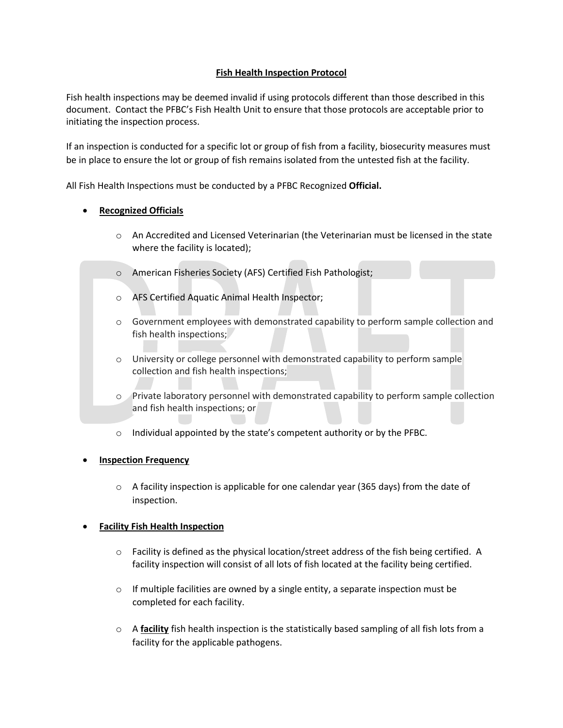## Fish Health Inspection Protocol

Fish health inspections may be deemed invalid if using protocols different than those described in this document. Contact the PFBC's Fish Health Unit to ensure that those protocols are acceptable prior to initiating the inspection process.

If an inspection is conducted for a specific lot or group of fish from a facility, biosecurity measures must be in place to ensure the lot or group of fish remains isolated from the untested fish at the facility.

All Fish Health Inspections must be conducted by a PFBC Recognized **Official.**

- **Recognized Officials**
  - An Accredited and Licensed Veterinarian (the Veterinarian must be licensed in the state where the facility is located);
  - American Fisheries Society (AFS) Certified Fish Pathologist;
  - AFS Certified Aquatic Animal Health Inspector;
  - Government employees with demonstrated capability to perform sample collection and fish health inspections;
  - University or college personnel with demonstrated capability to perform sample collection and fish health inspections;
  - Private laboratory personnel with demonstrated capability to perform sample collection and fish health inspections; or
  - Individual appointed by the state's competent authority or by the PFBC.

- **Inspection Frequency**
  - A facility inspection is applicable for one calendar year (365 days) from the date of inspection.

- **Facility Fish Health Inspection**
  - Facility is defined as the physical location/street address of the fish being certified. A facility inspection will consist of all lots of fish located at the facility being certified.
  - If multiple facilities are owned by a single entity, a separate inspection must be completed for each facility.
  - A **facility** fish health inspection is the statistically based sampling of all fish lots from a facility for the applicable pathogens.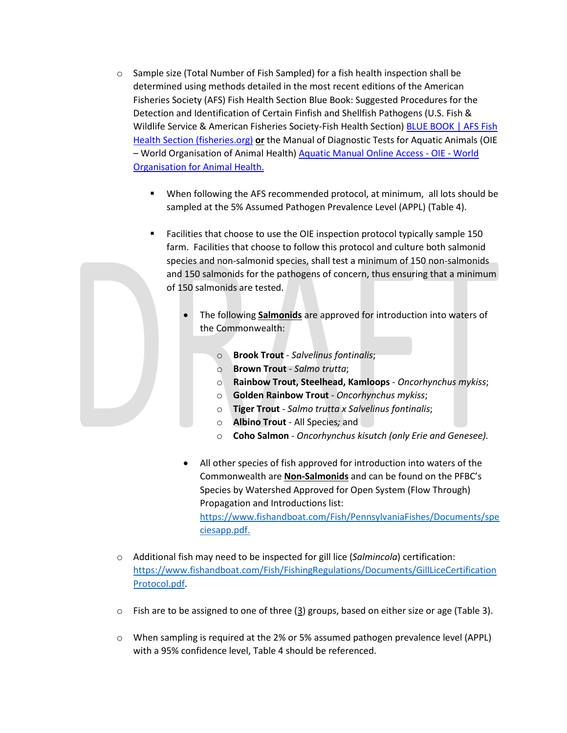- Sample size (Total Number of Fish Sampled) for a fish health inspection shall be determined using methods detailed in the most recent editions of the American Fisheries Society (AFS) Fish Health Section Blue Book: Suggested Procedures for the Detection and Identification of Certain Finfish and Shellfish Pathogens (U.S. Fish & Wildlife Service & American Fisheries Society-Fish Health Section) [BLUE BOOK | AFS Fish Health Section (fisheries.org)] **or** the Manual of Diagnostic Tests for Aquatic Animals (OIE – World Organisation of Animal Health) [Aquatic Manual Online Access - OIE - World Organisation for Animal Health.]
    - When following the AFS recommended protocol, at minimum, all lots should be sampled at the 5% Assumed Pathogen Prevalence Level (APPL) (Table 4).
    - Facilities that choose to use the OIE inspection protocol typically sample 150 farm. Facilities that choose to follow this protocol and culture both salmonid species and non-salmonid species, shall test a minimum of 150 non-salmonids and 150 salmonids for the pathogens of concern, thus ensuring that a minimum of 150 salmonids are tested.
        - The following **Salmonids** are approved for introduction into waters of the Commonwealth:
            - **Brook Trout** - *Salvelinus fontinalis*;
            - **Brown Trout** - *Salmo trutta*;
            - **Rainbow Trout, Steelhead, Kamloops** - *Oncorhynchus mykiss*;
            - **Golden Rainbow Trout** - *Oncorhynchus mykiss*;
            - **Tiger Trout** - *Salmo trutta x Salvelinus fontinalis*;
            - **Albino Trout** - All Species*;* and
            - **Coho Salmon** - *Oncorhynchus kisutch (only Erie and Genesee).*
        - All other species of fish approved for introduction into waters of the Commonwealth are **Non-Salmonids** and can be found on the PFBC's Species by Watershed Approved for Open System (Flow Through) Propagation and Introductions list: https://www.fishandboat.com/Fish/PennsylvaniaFishes/Documents/speciesapp.pdf.
- Additional fish may need to be inspected for gill lice (*Salmincola*) certification: https://www.fishandboat.com/Fish/FishingRegulations/Documents/GillLiceCertificationProtocol.pdf.
- Fish are to be assigned to one of three (3) groups, based on either size or age (Table 3).
- When sampling is required at the 2% or 5% assumed pathogen prevalence level (APPL) with a 95% confidence level, Table 4 should be referenced.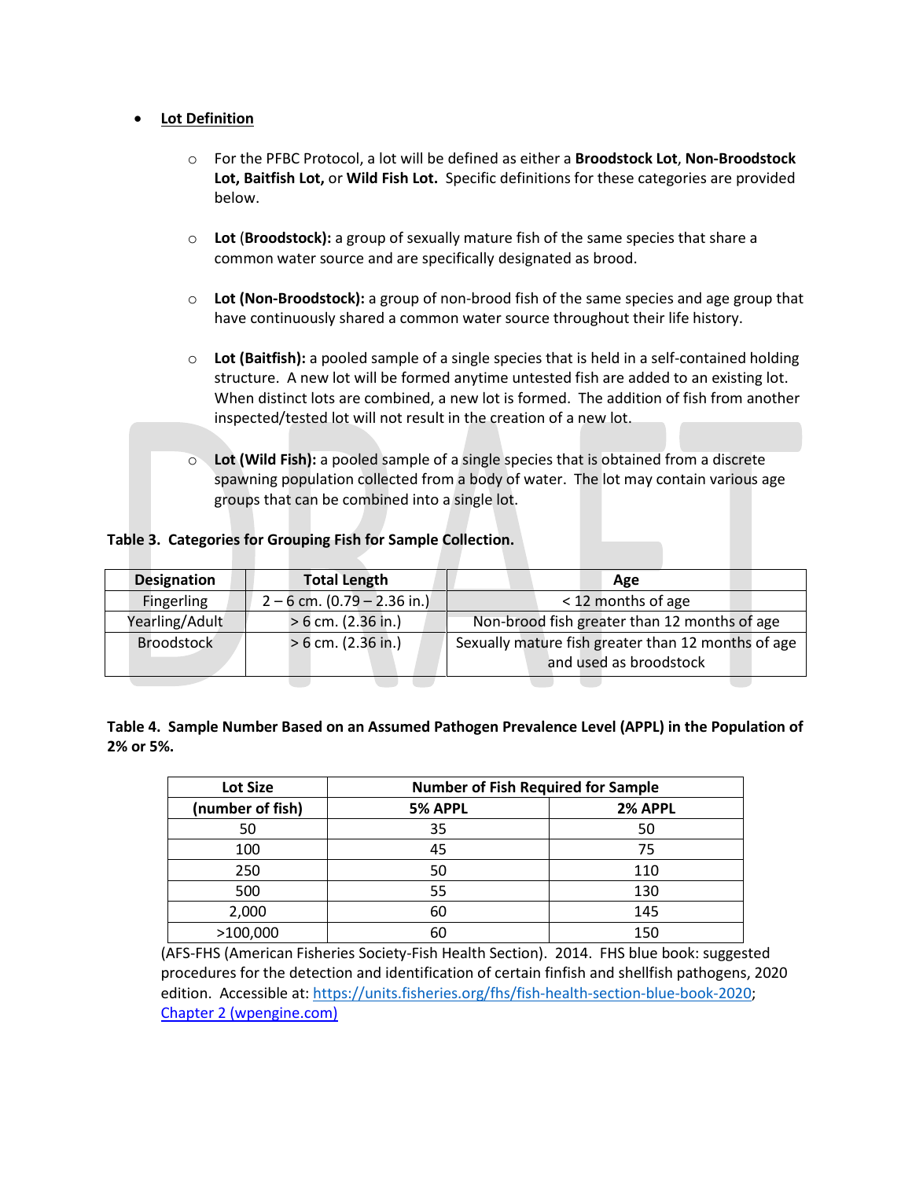- **Lot Definition**

  - For the PFBC Protocol, a lot will be defined as either a **Broodstock Lot**, **Non-Broodstock Lot, Baitfish Lot,** or **Wild Fish Lot.** Specific definitions for these categories are provided below.

  - **Lot** (**Broodstock):** a group of sexually mature fish of the same species that share a common water source and are specifically designated as brood.

  - **Lot (Non-Broodstock):** a group of non-brood fish of the same species and age group that have continuously shared a common water source throughout their life history.

  - **Lot (Baitfish):** a pooled sample of a single species that is held in a self-contained holding structure. A new lot will be formed anytime untested fish are added to an existing lot. When distinct lots are combined, a new lot is formed. The addition of fish from another inspected/tested lot will not result in the creation of a new lot.

  - **Lot (Wild Fish):** a pooled sample of a single species that is obtained from a discrete spawning population collected from a body of water. The lot may contain various age groups that can be combined into a single lot.

**Table 3. Categories for Grouping Fish for Sample Collection.**

| Designation | Total Length | Age |
|---|---|---|
| Fingerling | 2 – 6 cm. (0.79 – 2.36 in.) | < 12 months of age |
| Yearling/Adult | > 6 cm. (2.36 in.) | Non-brood fish greater than 12 months of age |
| Broodstock | > 6 cm. (2.36 in.) | Sexually mature fish greater than 12 months of age and used as broodstock |

**Table 4. Sample Number Based on an Assumed Pathogen Prevalence Level (APPL) in the Population of 2% or 5%.**

| Lot Size | Number of Fish Required for Sample | |
|---|---|---|
| (number of fish) | 5% APPL | 2% APPL |
| 50 | 35 | 50 |
| 100 | 45 | 75 |
| 250 | 50 | 110 |
| 500 | 55 | 130 |
| 2,000 | 60 | 145 |
| >100,000 | 60 | 150 |

(AFS-FHS (American Fisheries Society-Fish Health Section). 2014. FHS blue book: suggested procedures for the detection and identification of certain finfish and shellfish pathogens, 2020 edition. Accessible at: [https://units.fisheries.org/fhs/fish-health-section-blue-book-2020](https://units.fisheries.org/fhs/fish-health-section-blue-book-2020); Chapter 2 (wpengine.com)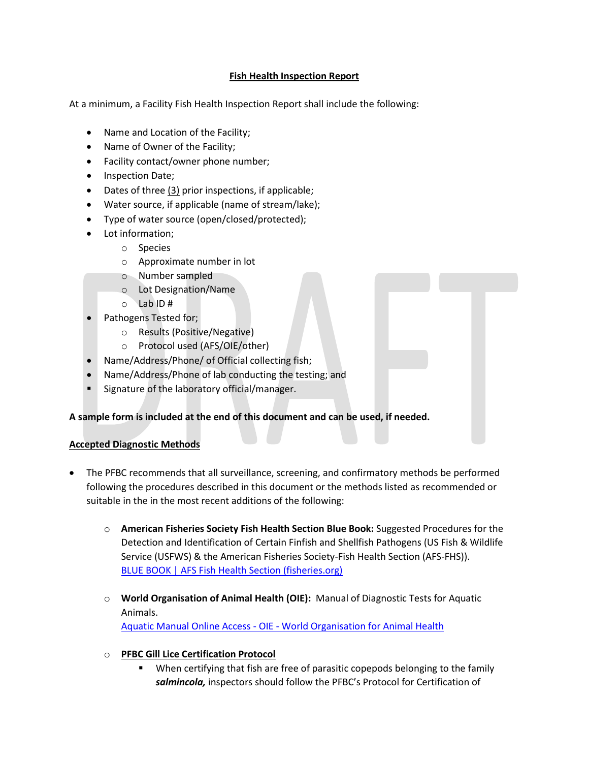## Fish Health Inspection Report

At a minimum, a Facility Fish Health Inspection Report shall include the following:

- Name and Location of the Facility;
- Name of Owner of the Facility;
- Facility contact/owner phone number;
- Inspection Date;
- Dates of three (3) prior inspections, if applicable;
- Water source, if applicable (name of stream/lake);
- Type of water source (open/closed/protected);
- Lot information;
  - Species
  - Approximate number in lot
  - Number sampled
  - Lot Designation/Name
  - Lab ID #
- Pathogens Tested for;
  - Results (Positive/Negative)
  - Protocol used (AFS/OIE/other)
- Name/Address/Phone/ of Official collecting fish;
- Name/Address/Phone of lab conducting the testing; and
- Signature of the laboratory official/manager.

**A sample form is included at the end of this document and can be used, if needed.**

### Accepted Diagnostic Methods

- The PFBC recommends that all surveillance, screening, and confirmatory methods be performed following the procedures described in this document or the methods listed as recommended or suitable in the in the most recent additions of the following:
  - **American Fisheries Society Fish Health Section Blue Book:** Suggested Procedures for the Detection and Identification of Certain Finfish and Shellfish Pathogens (US Fish & Wildlife Service (USFWS) & the American Fisheries Society-Fish Health Section (AFS-FHS)). BLUE BOOK | AFS Fish Health Section (fisheries.org)
  - **World Organisation of Animal Health (OIE):** Manual of Diagnostic Tests for Aquatic Animals. Aquatic Manual Online Access - OIE - World Organisation for Animal Health
  - **PFBC Gill Lice Certification Protocol**
    - When certifying that fish are free of parasitic copepods belonging to the family ***salmincola,*** inspectors should follow the PFBC's Protocol for Certification of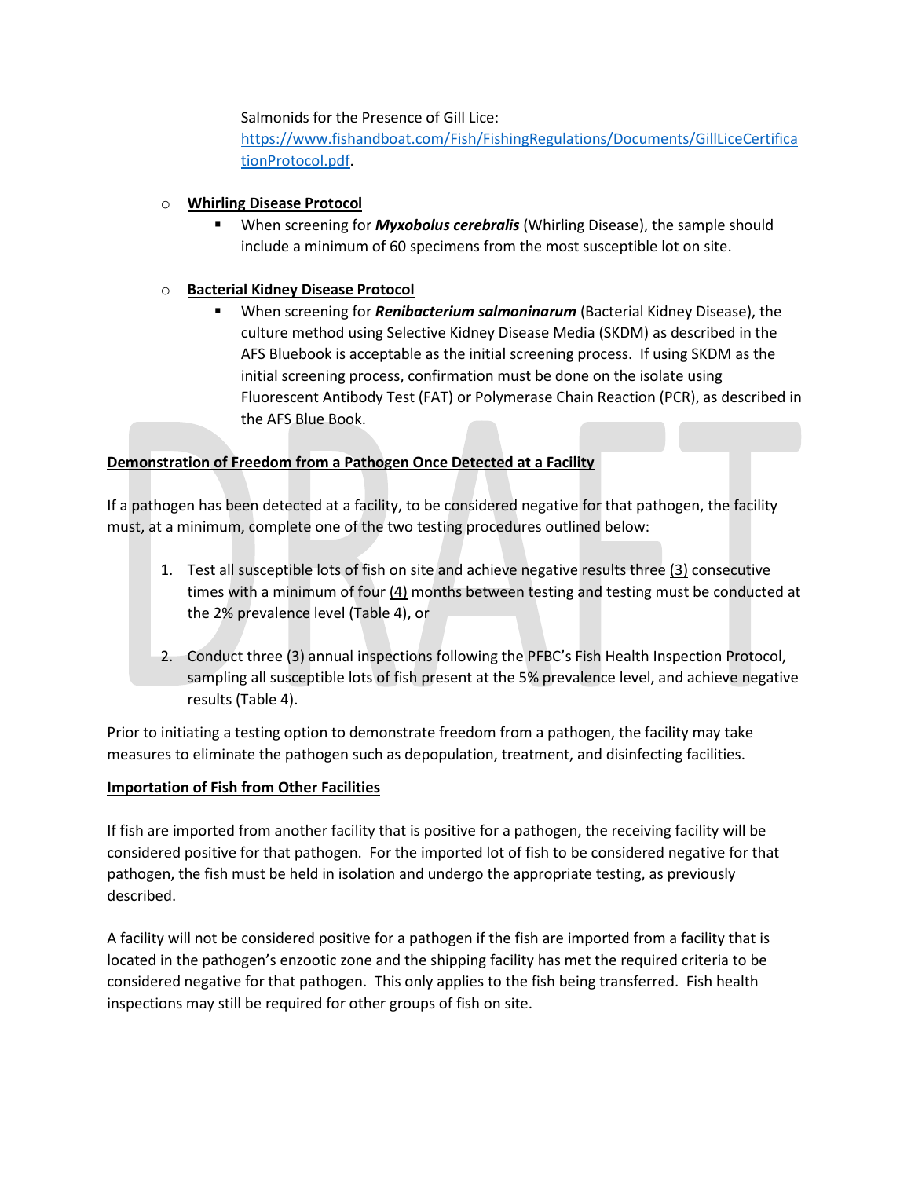Salmonids for the Presence of Gill Lice: [https://www.fishandboat.com/Fish/FishingRegulations/Documents/GillLiceCertificationProtocol.pdf](https://www.fishandboat.com/Fish/FishingRegulations/Documents/GillLiceCertificationProtocol.pdf).

- **Whirling Disease Protocol**
  - When screening for ***Myxobolus cerebralis*** (Whirling Disease), the sample should include a minimum of 60 specimens from the most susceptible lot on site.

- **Bacterial Kidney Disease Protocol**
  - When screening for ***Renibacterium salmoninarum*** (Bacterial Kidney Disease), the culture method using Selective Kidney Disease Media (SKDM) as described in the AFS Bluebook is acceptable as the initial screening process. If using SKDM as the initial screening process, confirmation must be done on the isolate using Fluorescent Antibody Test (FAT) or Polymerase Chain Reaction (PCR), as described in the AFS Blue Book.

**Demonstration of Freedom from a Pathogen Once Detected at a Facility**

If a pathogen has been detected at a facility, to be considered negative for that pathogen, the facility must, at a minimum, complete one of the two testing procedures outlined below:

1. Test all susceptible lots of fish on site and achieve negative results three (3) consecutive times with a minimum of four (4) months between testing and testing must be conducted at the 2% prevalence level (Table 4), or

2. Conduct three (3) annual inspections following the PFBC's Fish Health Inspection Protocol, sampling all susceptible lots of fish present at the 5% prevalence level, and achieve negative results (Table 4).

Prior to initiating a testing option to demonstrate freedom from a pathogen, the facility may take measures to eliminate the pathogen such as depopulation, treatment, and disinfecting facilities.

**Importation of Fish from Other Facilities**

If fish are imported from another facility that is positive for a pathogen, the receiving facility will be considered positive for that pathogen. For the imported lot of fish to be considered negative for that pathogen, the fish must be held in isolation and undergo the appropriate testing, as previously described.

A facility will not be considered positive for a pathogen if the fish are imported from a facility that is located in the pathogen's enzootic zone and the shipping facility has met the required criteria to be considered negative for that pathogen. This only applies to the fish being transferred. Fish health inspections may still be required for other groups of fish on site.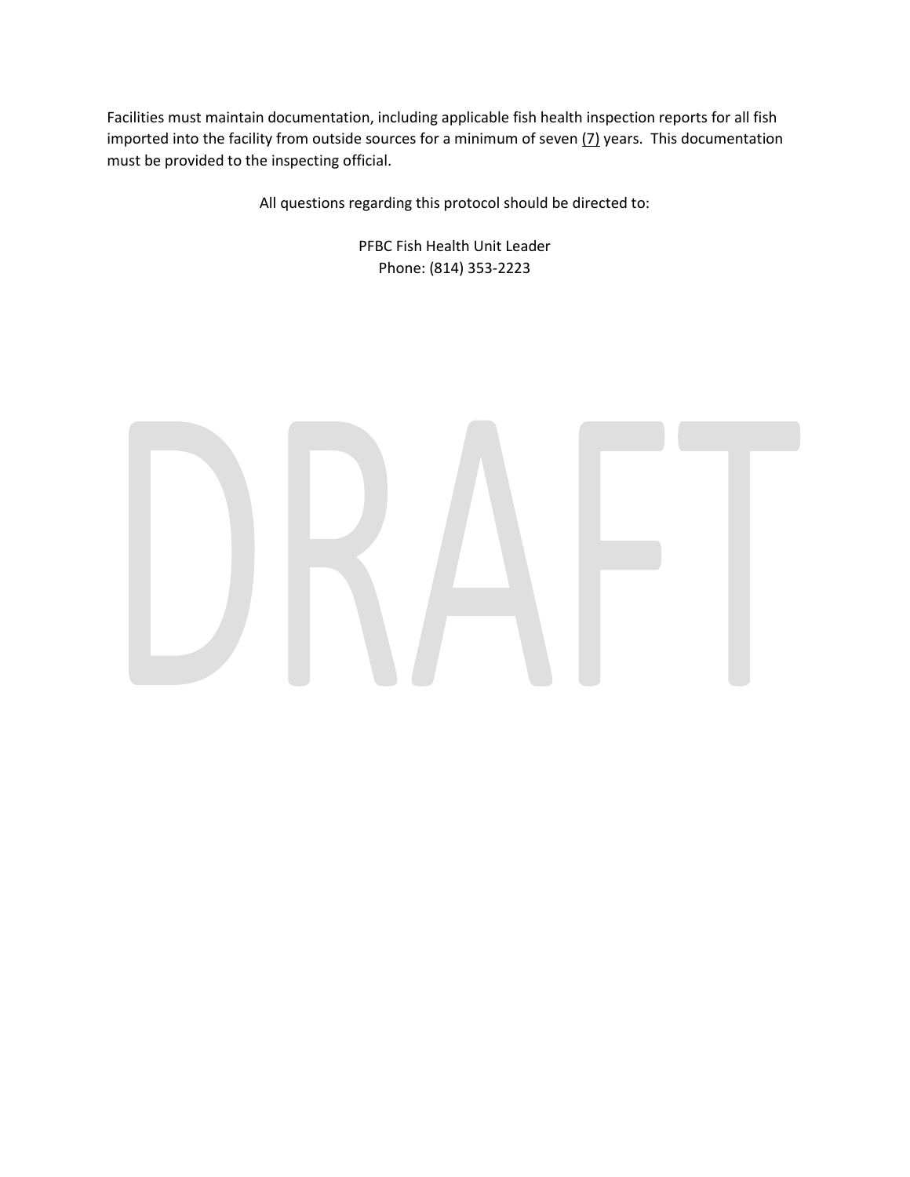Facilities must maintain documentation, including applicable fish health inspection reports for all fish imported into the facility from outside sources for a minimum of seven (7) years. This documentation must be provided to the inspecting official.

All questions regarding this protocol should be directed to:

PFBC Fish Health Unit Leader
Phone: (814) 353-2223

DRAFT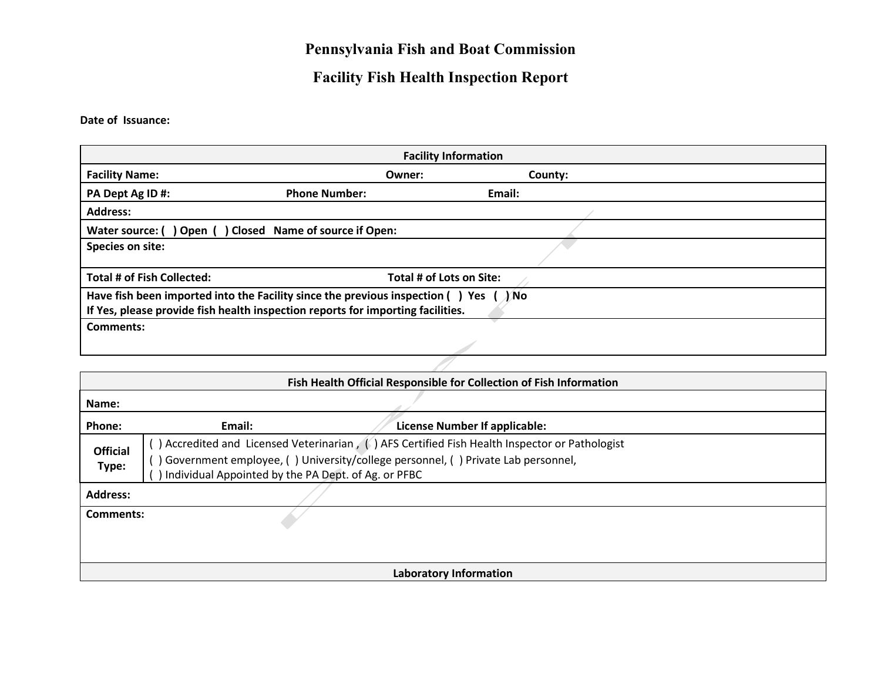# Pennsylvania Fish and Boat Commission

## Facility Fish Health Inspection Report

**Date of Issuance:**

| **Facility Information** | | |
|---|---|---|
| **Facility Name:** | **Owner:** | **County:** |
| **PA Dept Ag ID #:** | **Phone Number:** | **Email:** |
| **Address:** | | |
| **Water source: ( ) Open ( ) Closed Name of source if Open:** | | |
| **Species on site:** | | |
| **Total # of Fish Collected:** | **Total # of Lots on Site:** | |
| **Have fish been imported into the Facility since the previous inspection ( ) Yes ( ) No**<br>**If Yes, please provide fish health inspection reports for importing facilities.** | | |
| **Comments:** | | |

| **Fish Health Official Responsible for Collection of Fish Information** | | |
|---|---|---|
| **Name:** | | |
| **Phone:** | **Email:** | **License Number If applicable:** |
| **Official Type:** | ( ) Accredited and Licensed Veterinarian , ( ) AFS Certified Fish Health Inspector or Pathologist<br>( ) Government employee, ( ) University/college personnel, ( ) Private Lab personnel,<br>( ) Individual Appointed by the PA Dept. of Ag. or PFBC | |
| **Address:** | | |
| **Comments:** | | |
| **Laboratory Information** | | |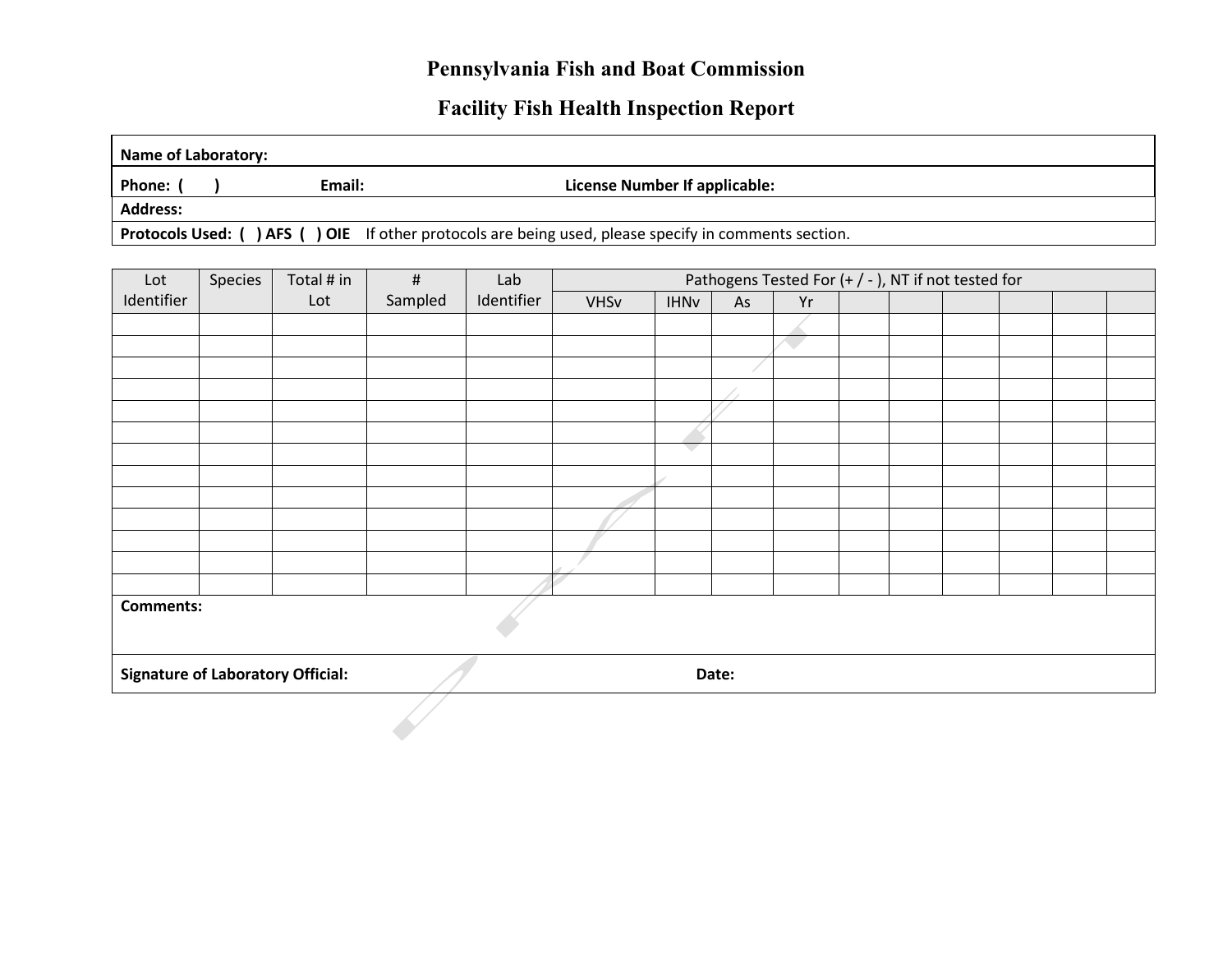# Pennsylvania Fish and Boat Commission

## Facility Fish Health Inspection Report

| | | |
|---|---|---|
| **Name of Laboratory:** | | |
| **Phone: ( )** | **Email:** | **License Number If applicable:** |
| **Address:** | | |
| **Protocols Used: ( ) AFS ( ) OIE** If other protocols are being used, please specify in comments section. | | |

| Lot Identifier | Species | Total # in Lot | # Sampled | Lab Identifier | Pathogens Tested For (+ / - ), NT if not tested for | | | | | | | | | |
|---|---|---|---|---|---|---|---|---|---|---|---|---|---|---|
| | | | | | VHSv | IHNv | As | Yr | | | | | | |
| | | | | | | | | | | | | | | |
| | | | | | | | | | | | | | | |
| | | | | | | | | | | | | | | |
| | | | | | | | | | | | | | | |
| | | | | | | | | | | | | | | |
| | | | | | | | | | | | | | | |
| | | | | | | | | | | | | | | |
| | | | | | | | | | | | | | | |
| | | | | | | | | | | | | | | |
| | | | | | | | | | | | | | | |
| | | | | | | | | | | | | | | |
| | | | | | | | | | | | | | | |
| | | | | | | | | | | | | | | |

**Comments:**

**Signature of Laboratory Official:** **Date:**